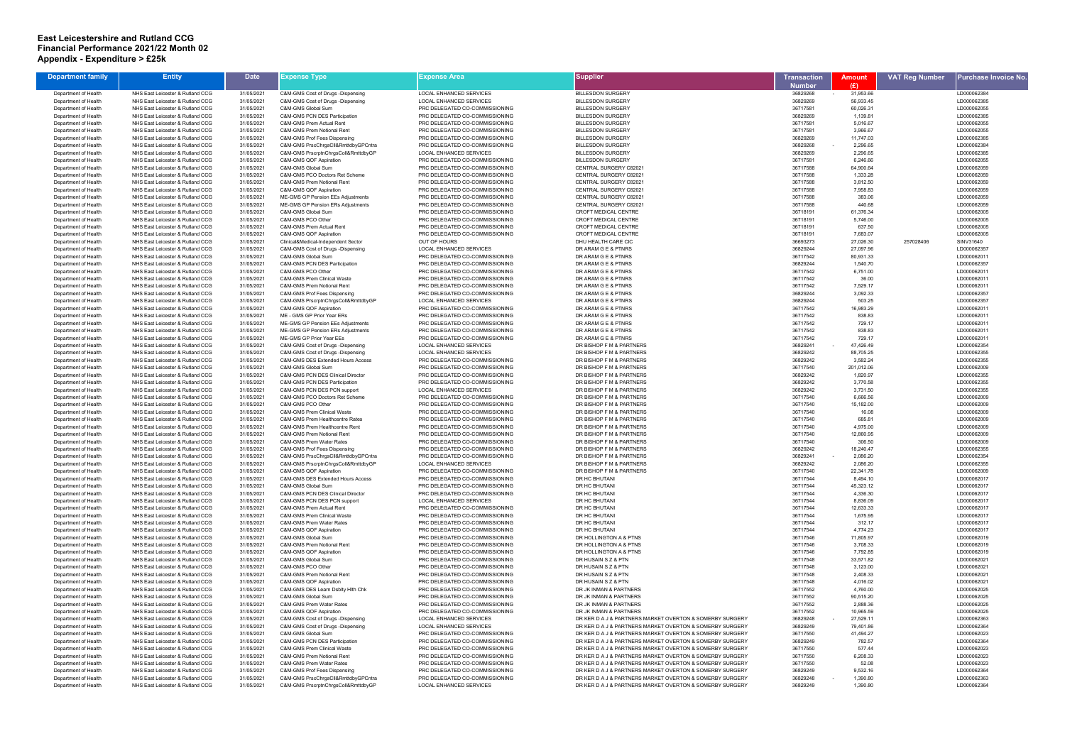# East Leicestershire and Rutland CCG
## Financial Performance 2021/22 Month 02
## Appendix - Expenditure > £25k

| Department family | Entity | Date | Expense Type | Expense Area | Supplier | Transaction Number | Amount (£) | VAT Reg Number | Purchase Invoice No. |
|---|---|---|---|---|---|---|---|---|---|
| Department of Health | NHS East Leicester & Rutland CCG | 31/05/2021 | C&M-GMS Cost of Drugs -Dispensing | LOCAL ENHANCED SERVICES | BILLESDON SURGERY | 36829268 | - 31,953.66 | | LD000062384 |
| Department of Health | NHS East Leicester & Rutland CCG | 31/05/2021 | C&M-GMS Cost of Drugs -Dispensing | LOCAL ENHANCED SERVICES | BILLESDON SURGERY | 36829269 | 56,933.45 | | LD000062385 |
| Department of Health | NHS East Leicester & Rutland CCG | 31/05/2021 | C&M-GMS Global Sum | PRC DELEGATED CO-COMMISSIONING | BILLESDON SURGERY | 36717581 | 60,026.31 | | LD000062055 |
| Department of Health | NHS East Leicester & Rutland CCG | 31/05/2021 | C&M-GMS PCN DES Participation | PRC DELEGATED CO-COMMISSIONING | BILLESDON SURGERY | 36829269 | 1,139.81 | | LD000062385 |
| Department of Health | NHS East Leicester & Rutland CCG | 31/05/2021 | C&M-GMS Prem Actual Rent | PRC DELEGATED CO-COMMISSIONING | BILLESDON SURGERY | 36717581 | 5,016.67 | | LD000062055 |
| Department of Health | NHS East Leicester & Rutland CCG | 31/05/2021 | C&M-GMS Prem Notional Rent | PRC DELEGATED CO-COMMISSIONING | BILLESDON SURGERY | 36717581 | 3,966.67 | | LD000062055 |
| Department of Health | NHS East Leicester & Rutland CCG | 31/05/2021 | C&M-GMS Prof Fees Dispensing | PRC DELEGATED CO-COMMISSIONING | BILLESDON SURGERY | 36829269 | 11,747.03 | | LD000062385 |
| Department of Health | NHS East Leicester & Rutland CCG | 31/05/2021 | C&M-GMS PrscChrgsCll&RmttdbyGPCntra | PRC DELEGATED CO-COMMISSIONING | BILLESDON SURGERY | 36829268 | - 2,296.65 | | LD000062384 |
| Department of Health | NHS East Leicester & Rutland CCG | 31/05/2021 | C&M-GMS PrscrptnChrgsColl&RmttdbyGP | LOCAL ENHANCED SERVICES | BILLESDON SURGERY | 36829269 | 2,296.65 | | LD000062385 |
| Department of Health | NHS East Leicester & Rutland CCG | 31/05/2021 | C&M-GMS QOF Aspiration | PRC DELEGATED CO-COMMISSIONING | BILLESDON SURGERY | 36717581 | 6,246.66 | | LD000062055 |
| Department of Health | NHS East Leicester & Rutland CCG | 31/05/2021 | C&M-GMS Global Sum | PRC DELEGATED CO-COMMISSIONING | CENTRAL SURGERY C82021 | 36717588 | 64,900.64 | | LD000062059 |
| Department of Health | NHS East Leicester & Rutland CCG | 31/05/2021 | C&M-GMS PCO Doctors Ret Scheme | PRC DELEGATED CO-COMMISSIONING | CENTRAL SURGERY C82021 | 36717588 | 1,333.28 | | LD000062059 |
| Department of Health | NHS East Leicester & Rutland CCG | 31/05/2021 | C&M-GMS Prem Notional Rent | PRC DELEGATED CO-COMMISSIONING | CENTRAL SURGERY C82021 | 36717588 | 3,812.50 | | LD000062059 |
| Department of Health | NHS East Leicester & Rutland CCG | 31/05/2021 | C&M-GMS QOF Aspiration | PRC DELEGATED CO-COMMISSIONING | CENTRAL SURGERY C82021 | 36717588 | 7,958.83 | | LD000062059 |
| Department of Health | NHS East Leicester & Rutland CCG | 31/05/2021 | ME-GMS GP Pension EEs Adjustments | PRC DELEGATED CO-COMMISSIONING | CENTRAL SURGERY C82021 | 36717588 | 383.06 | | LD000062059 |
| Department of Health | NHS East Leicester & Rutland CCG | 31/05/2021 | ME-GMS GP Pension ERs Adjustments | PRC DELEGATED CO-COMMISSIONING | CENTRAL SURGERY C82021 | 36717588 | 440.68 | | LD000062059 |
| Department of Health | NHS East Leicester & Rutland CCG | 31/05/2021 | C&M-GMS Global Sum | PRC DELEGATED CO-COMMISSIONING | CROFT MEDICAL CENTRE | 36718191 | 61,376.34 | | LD000062005 |
| Department of Health | NHS East Leicester & Rutland CCG | 31/05/2021 | C&M-GMS PCO Other | PRC DELEGATED CO-COMMISSIONING | CROFT MEDICAL CENTRE | 36718191 | 5,746.00 | | LD000062005 |
| Department of Health | NHS East Leicester & Rutland CCG | 31/05/2021 | C&M-GMS Prem Actual Rent | PRC DELEGATED CO-COMMISSIONING | CROFT MEDICAL CENTRE | 36718191 | 637.50 | | LD000062005 |
| Department of Health | NHS East Leicester & Rutland CCG | 31/05/2021 | C&M-GMS QOF Aspiration | PRC DELEGATED CO-COMMISSIONING | CROFT MEDICAL CENTRE | 36718191 | 7,683.07 | | LD000062005 |
| Department of Health | NHS East Leicester & Rutland CCG | 31/05/2021 | Clinical&Medical-Independent Sector | OUT OF HOURS | DHU HEALTH CARE CIC | 36693273 | 27,026.30 | 257028406 | SINV31640 |
| Department of Health | NHS East Leicester & Rutland CCG | 31/05/2021 | C&M-GMS Cost of Drugs -Dispensing | LOCAL ENHANCED SERVICES | DR ARAM G E & PTNRS | 36829244 | 27,097.96 | | LD000062357 |
| Department of Health | NHS East Leicester & Rutland CCG | 31/05/2021 | C&M-GMS Global Sum | PRC DELEGATED CO-COMMISSIONING | DR ARAM G E & PTNRS | 36717542 | 80,931.33 | | LD000062011 |
| Department of Health | NHS East Leicester & Rutland CCG | 31/05/2021 | C&M-GMS PCN DES Participation | PRC DELEGATED CO-COMMISSIONING | DR ARAM G E & PTNRS | 36829244 | 1,540.70 | | LD000062357 |
| Department of Health | NHS East Leicester & Rutland CCG | 31/05/2021 | C&M-GMS PCO Other | PRC DELEGATED CO-COMMISSIONING | DR ARAM G E & PTNRS | 36717542 | 6,751.00 | | LD000062011 |
| Department of Health | NHS East Leicester & Rutland CCG | 31/05/2021 | C&M-GMS Prem Clinical Waste | PRC DELEGATED CO-COMMISSIONING | DR ARAM G E & PTNRS | 36717542 | 36.00 | | LD000062011 |
| Department of Health | NHS East Leicester & Rutland CCG | 31/05/2021 | C&M-GMS Prem Notional Rent | PRC DELEGATED CO-COMMISSIONING | DR ARAM G E & PTNRS | 36717542 | 7,529.17 | | LD000062011 |
| Department of Health | NHS East Leicester & Rutland CCG | 31/05/2021 | C&M-GMS Prof Fees Dispensing | PRC DELEGATED CO-COMMISSIONING | DR ARAM G E & PTNRS | 36829244 | 3,092.33 | | LD000062357 |
| Department of Health | NHS East Leicester & Rutland CCG | 31/05/2021 | C&M-GMS PrscrptnChrgsColl&RmttdbyGP | LOCAL ENHANCED SERVICES | DR ARAM G E & PTNRS | 36829244 | 503.25 | | LD000062357 |
| Department of Health | NHS East Leicester & Rutland CCG | 31/05/2021 | C&M-GMS QOF Aspiration | PRC DELEGATED CO-COMMISSIONING | DR ARAM G E & PTNRS | 36717542 | 16,983.29 | | LD000062011 |
| Department of Health | NHS East Leicester & Rutland CCG | 31/05/2021 | ME - GMS GP Prior Year ERs | PRC DELEGATED CO-COMMISSIONING | DR ARAM G E & PTNRS | 36717542 | 838.83 | | LD000062011 |
| Department of Health | NHS East Leicester & Rutland CCG | 31/05/2021 | ME-GMS GP Pension EEs Adjustments | PRC DELEGATED CO-COMMISSIONING | DR ARAM G E & PTNRS | 36717542 | 729.17 | | LD000062011 |
| Department of Health | NHS East Leicester & Rutland CCG | 31/05/2021 | ME-GMS GP Pension ERs Adjustments | PRC DELEGATED CO-COMMISSIONING | DR ARAM G E & PTNRS | 36717542 | 838.83 | | LD000062011 |
| Department of Health | NHS East Leicester & Rutland CCG | 31/05/2021 | ME-GMS GP Prior Year EEs | PRC DELEGATED CO-COMMISSIONING | DR ARAM G E & PTNRS | 36717542 | 729.17 | | LD000062011 |
| Department of Health | NHS East Leicester & Rutland CCG | 31/05/2021 | C&M-GMS Cost of Drugs -Dispensing | LOCAL ENHANCED SERVICES | DR BISHOP F M & PARTNERS | 36829241 | - 47,426.49 | | LD000062354 |
| Department of Health | NHS East Leicester & Rutland CCG | 31/05/2021 | C&M-GMS Cost of Drugs -Dispensing | LOCAL ENHANCED SERVICES | DR BISHOP F M & PARTNERS | 36829242 | 88,705.25 | | LD000062355 |
| Department of Health | NHS East Leicester & Rutland CCG | 31/05/2021 | C&M-GMS DES Extended Hours Access | PRC DELEGATED CO-COMMISSIONING | DR BISHOP F M & PARTNERS | 36829242 | 3,582.24 | | LD000062355 |
| Department of Health | NHS East Leicester & Rutland CCG | 31/05/2021 | C&M-GMS Global Sum | PRC DELEGATED CO-COMMISSIONING | DR BISHOP F M & PARTNERS | 36717540 | 201,012.06 | | LD000062009 |
| Department of Health | NHS East Leicester & Rutland CCG | 31/05/2021 | C&M-GMS PCN DES Clinical Director | PRC DELEGATED CO-COMMISSIONING | DR BISHOP F M & PARTNERS | 36829242 | 1,820.97 | | LD000062355 |
| Department of Health | NHS East Leicester & Rutland CCG | 31/05/2021 | C&M-GMS PCN DES Participation | PRC DELEGATED CO-COMMISSIONING | DR BISHOP F M & PARTNERS | 36829242 | 3,770.58 | | LD000062355 |
| Department of Health | NHS East Leicester & Rutland CCG | 31/05/2021 | C&M-GMS PCN DES PCN support | LOCAL ENHANCED SERVICES | DR BISHOP F M & PARTNERS | 36829242 | 3,731.50 | | LD000062355 |
| Department of Health | NHS East Leicester & Rutland CCG | 31/05/2021 | C&M-GMS PCO Doctors Ret Scheme | PRC DELEGATED CO-COMMISSIONING | DR BISHOP F M & PARTNERS | 36717540 | 6,666.56 | | LD000062009 |
| Department of Health | NHS East Leicester & Rutland CCG | 31/05/2021 | C&M-GMS PCO Other | PRC DELEGATED CO-COMMISSIONING | DR BISHOP F M & PARTNERS | 36717540 | 15,182.00 | | LD000062009 |
| Department of Health | NHS East Leicester & Rutland CCG | 31/05/2021 | C&M-GMS Prem Clinical Waste | PRC DELEGATED CO-COMMISSIONING | DR BISHOP F M & PARTNERS | 36717540 | 16.08 | | LD000062009 |
| Department of Health | NHS East Leicester & Rutland CCG | 31/05/2021 | C&M-GMS Prem Healthcentre Rates | PRC DELEGATED CO-COMMISSIONING | DR BISHOP F M & PARTNERS | 36717540 | 685.81 | | LD000062009 |
| Department of Health | NHS East Leicester & Rutland CCG | 31/05/2021 | C&M-GMS Prem Healthcentre Rent | PRC DELEGATED CO-COMMISSIONING | DR BISHOP F M & PARTNERS | 36717540 | 4,975.00 | | LD000062009 |
| Department of Health | NHS East Leicester & Rutland CCG | 31/05/2021 | C&M-GMS Prem Notional Rent | PRC DELEGATED CO-COMMISSIONING | DR BISHOP F M & PARTNERS | 36717540 | 12,860.95 | | LD000062009 |
| Department of Health | NHS East Leicester & Rutland CCG | 31/05/2021 | C&M-GMS Prem Water Rates | PRC DELEGATED CO-COMMISSIONING | DR BISHOP F M & PARTNERS | 36717540 | 306.50 | | LD000062009 |
| Department of Health | NHS East Leicester & Rutland CCG | 31/05/2021 | C&M-GMS Prof Fees Dispensing | PRC DELEGATED CO-COMMISSIONING | DR BISHOP F M & PARTNERS | 36829242 | 18,240.47 | | LD000062355 |
| Department of Health | NHS East Leicester & Rutland CCG | 31/05/2021 | C&M-GMS PrscChrgsCll&RmttdbyGPCntra | PRC DELEGATED CO-COMMISSIONING | DR BISHOP F M & PARTNERS | 36829241 | - 2,086.20 | | LD000062354 |
| Department of Health | NHS East Leicester & Rutland CCG | 31/05/2021 | C&M-GMS PrscrptnChrgsColl&RmttdbyGP | LOCAL ENHANCED SERVICES | DR BISHOP F M & PARTNERS | 36829242 | 2,086.20 | | LD000062355 |
| Department of Health | NHS East Leicester & Rutland CCG | 31/05/2021 | C&M-GMS QOF Aspiration | PRC DELEGATED CO-COMMISSIONING | DR BISHOP F M & PARTNERS | 36717540 | 22,341.78 | | LD000062009 |
| Department of Health | NHS East Leicester & Rutland CCG | 31/05/2021 | C&M-GMS DES Extended Hours Access | PRC DELEGATED CO-COMMISSIONING | DR HC BHUTANI | 36717544 | 8,494.10 | | LD000062017 |
| Department of Health | NHS East Leicester & Rutland CCG | 31/05/2021 | C&M-GMS Global Sum | PRC DELEGATED CO-COMMISSIONING | DR HC BHUTANI | 36717544 | 45,323.12 | | LD000062017 |
| Department of Health | NHS East Leicester & Rutland CCG | 31/05/2021 | C&M-GMS PCN DES Clinical Director | PRC DELEGATED CO-COMMISSIONING | DR HC BHUTANI | 36717544 | 4,336.30 | | LD000062017 |
| Department of Health | NHS East Leicester & Rutland CCG | 31/05/2021 | C&M-GMS PCN DES PCN support | LOCAL ENHANCED SERVICES | DR HC BHUTANI | 36717544 | 8,836.09 | | LD000062017 |
| Department of Health | NHS East Leicester & Rutland CCG | 31/05/2021 | C&M-GMS Prem Actual Rent | PRC DELEGATED CO-COMMISSIONING | DR HC BHUTANI | 36717544 | 12,633.33 | | LD000062017 |
| Department of Health | NHS East Leicester & Rutland CCG | 31/05/2021 | C&M-GMS Prem Clinical Waste | PRC DELEGATED CO-COMMISSIONING | DR HC BHUTANI | 36717544 | 1,675.95 | | LD000062017 |
| Department of Health | NHS East Leicester & Rutland CCG | 31/05/2021 | C&M-GMS Prem Water Rates | PRC DELEGATED CO-COMMISSIONING | DR HC BHUTANI | 36717544 | 312.17 | | LD000062017 |
| Department of Health | NHS East Leicester & Rutland CCG | 31/05/2021 | C&M-GMS QOF Aspiration | PRC DELEGATED CO-COMMISSIONING | DR HC BHUTANI | 36717544 | 4,774.23 | | LD000062017 |
| Department of Health | NHS East Leicester & Rutland CCG | 31/05/2021 | C&M-GMS Global Sum | PRC DELEGATED CO-COMMISSIONING | DR HOLLINGTON A & PTNS | 36717546 | 71,805.97 | | LD000062019 |
| Department of Health | NHS East Leicester & Rutland CCG | 31/05/2021 | C&M-GMS Prem Notional Rent | PRC DELEGATED CO-COMMISSIONING | DR HOLLINGTON A & PTNS | 36717546 | 3,708.33 | | LD000062019 |
| Department of Health | NHS East Leicester & Rutland CCG | 31/05/2021 | C&M-GMS QOF Aspiration | PRC DELEGATED CO-COMMISSIONING | DR HOLLINGTON A & PTNS | 36717546 | 7,792.85 | | LD000062019 |
| Department of Health | NHS East Leicester & Rutland CCG | 31/05/2021 | C&M-GMS Global Sum | PRC DELEGATED CO-COMMISSIONING | DR HUSAIN S Z & PTN | 36717548 | 33,571.82 | | LD000062021 |
| Department of Health | NHS East Leicester & Rutland CCG | 31/05/2021 | C&M-GMS PCO Other | PRC DELEGATED CO-COMMISSIONING | DR HUSAIN S Z & PTN | 36717548 | 3,123.00 | | LD000062021 |
| Department of Health | NHS East Leicester & Rutland CCG | 31/05/2021 | C&M-GMS Prem Notional Rent | PRC DELEGATED CO-COMMISSIONING | DR HUSAIN S Z & PTN | 36717548 | 2,408.33 | | LD000062021 |
| Department of Health | NHS East Leicester & Rutland CCG | 31/05/2021 | C&M-GMS QOF Aspiration | PRC DELEGATED CO-COMMISSIONING | DR HUSAIN S Z & PTN | 36717548 | 4,016.02 | | LD000062021 |
| Department of Health | NHS East Leicester & Rutland CCG | 31/05/2021 | C&M-GMS DES Learn Dsblty Hlth Chk | PRC DELEGATED CO-COMMISSIONING | DR JK INMAN & PARTNERS | 36717552 | 4,760.00 | | LD000062025 |
| Department of Health | NHS East Leicester & Rutland CCG | 31/05/2021 | C&M-GMS Global Sum | PRC DELEGATED CO-COMMISSIONING | DR JK INMAN & PARTNERS | 36717552 | 90,515.20 | | LD000062025 |
| Department of Health | NHS East Leicester & Rutland CCG | 31/05/2021 | C&M-GMS Prem Water Rates | PRC DELEGATED CO-COMMISSIONING | DR JK INMAN & PARTNERS | 36717552 | 2,888.36 | | LD000062025 |
| Department of Health | NHS East Leicester & Rutland CCG | 31/05/2021 | C&M-GMS QOF Aspiration | PRC DELEGATED CO-COMMISSIONING | DR JK INMAN & PARTNERS | 36717552 | 10,965.59 | | LD000062025 |
| Department of Health | NHS East Leicester & Rutland CCG | 31/05/2021 | C&M-GMS Cost of Drugs -Dispensing | LOCAL ENHANCED SERVICES | DR KER D A J & PARTNERS MARKET OVERTON & SOMERBY SURGERY | 36829248 | - 27,529.11 | | LD000062363 |
| Department of Health | NHS East Leicester & Rutland CCG | 31/05/2021 | C&M-GMS Cost of Drugs -Dispensing | LOCAL ENHANCED SERVICES | DR KER D A J & PARTNERS MARKET OVERTON & SOMERBY SURGERY | 36829249 | 79,401.86 | | LD000062364 |
| Department of Health | NHS East Leicester & Rutland CCG | 31/05/2021 | C&M-GMS Global Sum | PRC DELEGATED CO-COMMISSIONING | DR KER D A J & PARTNERS MARKET OVERTON & SOMERBY SURGERY | 36717550 | 41,494.27 | | LD000062023 |
| Department of Health | NHS East Leicester & Rutland CCG | 31/05/2021 | C&M-GMS PCN DES Participation | PRC DELEGATED CO-COMMISSIONING | DR KER D A J & PARTNERS MARKET OVERTON & SOMERBY SURGERY | 36829249 | 782.57 | | LD000062364 |
| Department of Health | NHS East Leicester & Rutland CCG | 31/05/2021 | C&M-GMS Prem Clinical Waste | PRC DELEGATED CO-COMMISSIONING | DR KER D A J & PARTNERS MARKET OVERTON & SOMERBY SURGERY | 36717550 | 577.44 | | LD000062023 |
| Department of Health | NHS East Leicester & Rutland CCG | 31/05/2021 | C&M-GMS Prem Notional Rent | PRC DELEGATED CO-COMMISSIONING | DR KER D A J & PARTNERS MARKET OVERTON & SOMERBY SURGERY | 36717550 | 6,208.33 | | LD000062023 |
| Department of Health | NHS East Leicester & Rutland CCG | 31/05/2021 | C&M-GMS Prem Water Rates | PRC DELEGATED CO-COMMISSIONING | DR KER D A J & PARTNERS MARKET OVERTON & SOMERBY SURGERY | 36717550 | 52.08 | | LD000062023 |
| Department of Health | NHS East Leicester & Rutland CCG | 31/05/2021 | C&M-GMS Prof Fees Dispensing | PRC DELEGATED CO-COMMISSIONING | DR KER D A J & PARTNERS MARKET OVERTON & SOMERBY SURGERY | 36829249 | 9,532.16 | | LD000062364 |
| Department of Health | NHS East Leicester & Rutland CCG | 31/05/2021 | C&M-GMS PrscChrgsCll&RmttdbyGPCntra | PRC DELEGATED CO-COMMISSIONING | DR KER D A J & PARTNERS MARKET OVERTON & SOMERBY SURGERY | 36829248 | - 1,390.80 | | LD000062363 |
| Department of Health | NHS East Leicester & Rutland CCG | 31/05/2021 | C&M-GMS PrscrptnChrgsColl&RmttdbyGP | LOCAL ENHANCED SERVICES | DR KER D A J & PARTNERS MARKET OVERTON & SOMERBY SURGERY | 36829249 | 1,390.80 | | LD000062364 |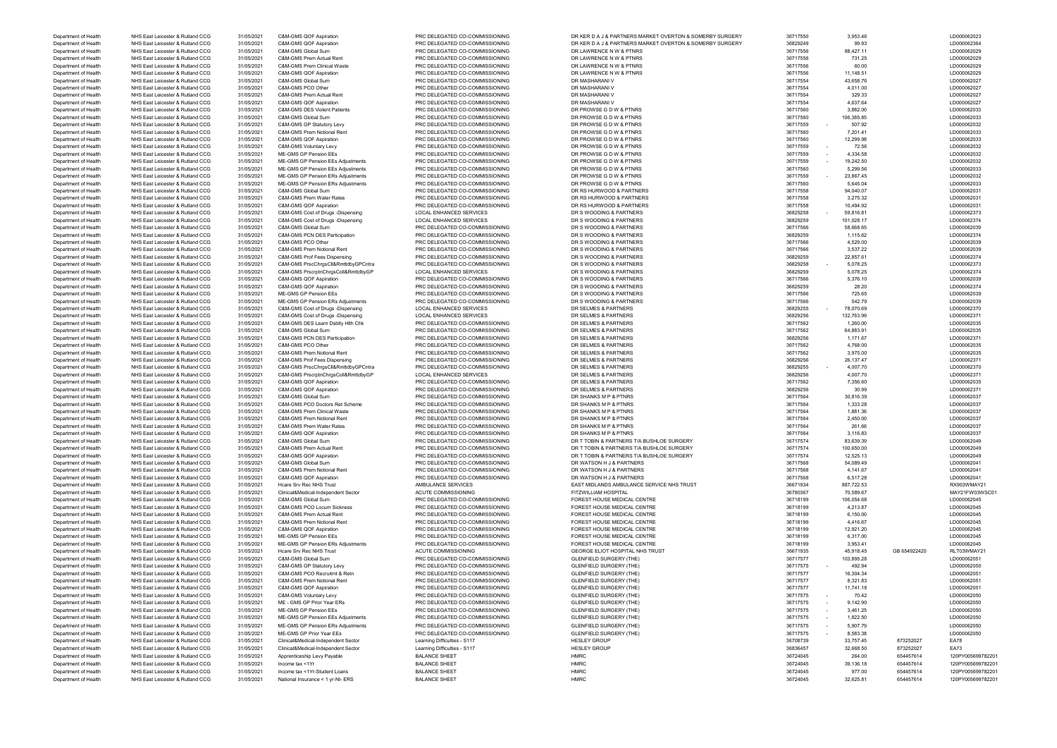| Department of Health | NHS East Leicester & Rutland CCG | 31/05/2021 | C&M-GMS QOF Aspiration | PRC DELEGATED CO-COMMISSIONING | DR KER D A J & PARTNERS MARKET OVERTON & SOMERBY SURGERY | 36717550 | 3,953.46 | | LD000062023 |
|---|---|---|---|---|---|---|---|---|---|
| Department of Health | NHS East Leicester & Rutland CCG | 31/05/2021 | C&M-GMS QOF Aspiration | PRC DELEGATED CO-COMMISSIONING | DR KER D A J & PARTNERS MARKET OVERTON & SOMERBY SURGERY | 36829249 | 99.93 | | LD000062364 |
| Department of Health | NHS East Leicester & Rutland CCG | 31/05/2021 | C&M-GMS Global Sum | PRC DELEGATED CO-COMMISSIONING | DR LAWRENCE N W & PTNRS | 36717556 | 88,427.11 | | LD000062029 |
| Department of Health | NHS East Leicester & Rutland CCG | 31/05/2021 | C&M-GMS Prem Actual Rent | PRC DELEGATED CO-COMMISSIONING | DR LAWRENCE N W & PTNRS | 36717556 | 731.25 | | LD000062029 |
| Department of Health | NHS East Leicester & Rutland CCG | 31/05/2021 | C&M-GMS Prem Clinical Waste | PRC DELEGATED CO-COMMISSIONING | DR LAWRENCE N W & PTNRS | 36717556 | 60.00 | | LD000062029 |
| Department of Health | NHS East Leicester & Rutland CCG | 31/05/2021 | C&M-GMS QOF Aspiration | PRC DELEGATED CO-COMMISSIONING | DR LAWRENCE N W & PTNRS | 36717556 | 11,148.51 | | LD000062029 |
| Department of Health | NHS East Leicester & Rutland CCG | 31/05/2021 | C&M-GMS Global Sum | PRC DELEGATED CO-COMMISSIONING | DR MASHARANI V | 36717554 | 43,658.76 | | LD000062027 |
| Department of Health | NHS East Leicester & Rutland CCG | 31/05/2021 | C&M-GMS PCO Other | PRC DELEGATED CO-COMMISSIONING | DR MASHARANI V | 36717554 | 4,011.00 | | LD000062027 |
| Department of Health | NHS East Leicester & Rutland CCG | 31/05/2021 | C&M-GMS Prem Actual Rent | PRC DELEGATED CO-COMMISSIONING | DR MASHARANI V | 36717554 | 329.33 | | LD000062027 |
| Department of Health | NHS East Leicester & Rutland CCG | 31/05/2021 | C&M-GMS QOF Aspiration | PRC DELEGATED CO-COMMISSIONING | DR MASHARANI V | 36717554 | 4,637.64 | | LD000062027 |
| Department of Health | NHS East Leicester & Rutland CCG | 31/05/2021 | C&M-GMS DES Violent Patients | PRC DELEGATED CO-COMMISSIONING | DR PROWSE G D W & PTNRS | 36717560 | 3,882.00 | | LD000062033 |
| Department of Health | NHS East Leicester & Rutland CCG | 31/05/2021 | C&M-GMS Global Sum | PRC DELEGATED CO-COMMISSIONING | DR PROWSE G D W & PTNRS | 36717560 | 106,385.85 | | LD000062033 |
| Department of Health | NHS East Leicester & Rutland CCG | 31/05/2021 | C&M-GMS GP Statutory Levy | PRC DELEGATED CO-COMMISSIONING | DR PROWSE G D W & PTNRS | 36717559 | - 507.92 | | LD000062032 |
| Department of Health | NHS East Leicester & Rutland CCG | 31/05/2021 | C&M-GMS Prem Notional Rent | PRC DELEGATED CO-COMMISSIONING | DR PROWSE G D W & PTNRS | 36717560 | 7,201.41 | | LD000062033 |
| Department of Health | NHS East Leicester & Rutland CCG | 31/05/2021 | C&M-GMS QOF Aspiration | PRC DELEGATED CO-COMMISSIONING | DR PROWSE G D W & PTNRS | 36717560 | 12,299.98 | | LD000062033 |
| Department of Health | NHS East Leicester & Rutland CCG | 31/05/2021 | C&M-GMS Voluntary Levy | PRC DELEGATED CO-COMMISSIONING | DR PROWSE G D W & PTNRS | 36717559 | - 72.56 | | LD000062032 |
| Department of Health | NHS East Leicester & Rutland CCG | 31/05/2021 | ME-GMS GP Pension EEs | PRC DELEGATED CO-COMMISSIONING | DR PROWSE G D W & PTNRS | 36717559 | - 4,334.58 | | LD000062032 |
| Department of Health | NHS East Leicester & Rutland CCG | 31/05/2021 | ME-GMS GP Pension EEs Adjustments | PRC DELEGATED CO-COMMISSIONING | DR PROWSE G D W & PTNRS | 36717559 | - 19,242.50 | | LD000062032 |
| Department of Health | NHS East Leicester & Rutland CCG | 31/05/2021 | ME-GMS GP Pension EEs Adjustments | PRC DELEGATED CO-COMMISSIONING | DR PROWSE G D W & PTNRS | 36717560 | 5,299.56 | | LD000062033 |
| Department of Health | NHS East Leicester & Rutland CCG | 31/05/2021 | ME-GMS GP Pension ERs Adjustments | PRC DELEGATED CO-COMMISSIONING | DR PROWSE G D W & PTNRS | 36717559 | - 23,867.45 | | LD000062032 |
| Department of Health | NHS East Leicester & Rutland CCG | 31/05/2021 | ME-GMS GP Pension ERs Adjustments | PRC DELEGATED CO-COMMISSIONING | DR PROWSE G D W & PTNRS | 36717560 | 5,645.04 | | LD000062033 |
| Department of Health | NHS East Leicester & Rutland CCG | 31/05/2021 | C&M-GMS Global Sum | PRC DELEGATED CO-COMMISSIONING | DR RS HURWOOD & PARTNERS | 36717558 | 94,040.07 | | LD000062031 |
| Department of Health | NHS East Leicester & Rutland CCG | 31/05/2021 | C&M-GMS Prem Water Rates | PRC DELEGATED CO-COMMISSIONING | DR RS HURWOOD & PARTNERS | 36717558 | 3,275.32 | | LD000062031 |
| Department of Health | NHS East Leicester & Rutland CCG | 31/05/2021 | C&M-GMS QOF Aspiration | PRC DELEGATED CO-COMMISSIONING | DR RS HURWOOD & PARTNERS | 36717558 | 10,494.92 | | LD000062031 |
| Department of Health | NHS East Leicester & Rutland CCG | 31/05/2021 | C&M-GMS Cost of Drugs -Dispensing | LOCAL ENHANCED SERVICES | DR S WOODING & PARTNERS | 36829258 | - 59,816.81 | | LD000062373 |
| Department of Health | NHS East Leicester & Rutland CCG | 31/05/2021 | C&M-GMS Cost of Drugs -Dispensing | LOCAL ENHANCED SERVICES | DR S WOODING & PARTNERS | 36829259 | 101,028.17 | | LD000062374 |
| Department of Health | NHS East Leicester & Rutland CCG | 31/05/2021 | C&M-GMS Global Sum | PRC DELEGATED CO-COMMISSIONING | DR S WOODING & PARTNERS | 36717566 | 58,668.65 | | LD000062039 |
| Department of Health | NHS East Leicester & Rutland CCG | 31/05/2021 | C&M-GMS PCN DES Participation | PRC DELEGATED CO-COMMISSIONING | DR S WOODING & PARTNERS | 36829259 | 1,115.62 | | LD000062374 |
| Department of Health | NHS East Leicester & Rutland CCG | 31/05/2021 | C&M-GMS PCO Other | PRC DELEGATED CO-COMMISSIONING | DR S WOODING & PARTNERS | 36717566 | 4,529.00 | | LD000062039 |
| Department of Health | NHS East Leicester & Rutland CCG | 31/05/2021 | C&M-GMS Prem Notional Rent | PRC DELEGATED CO-COMMISSIONING | DR S WOODING & PARTNERS | 36717566 | 3,537.22 | | LD000062039 |
| Department of Health | NHS East Leicester & Rutland CCG | 31/05/2021 | C&M-GMS Prof Fees Dispensing | PRC DELEGATED CO-COMMISSIONING | DR S WOODING & PARTNERS | 36829259 | 22,857.61 | | LD000062374 |
| Department of Health | NHS East Leicester & Rutland CCG | 31/05/2021 | C&M-GMS PrscChrgsCll&RmttdbyGPCntra | PRC DELEGATED CO-COMMISSIONING | DR S WOODING & PARTNERS | 36829258 | - 5,078.25 | | LD000062373 |
| Department of Health | NHS East Leicester & Rutland CCG | 31/05/2021 | C&M-GMS PrscrptnChrgsColl&RmttdbyGP | LOCAL ENHANCED SERVICES | DR S WOODING & PARTNERS | 36829259 | 5,078.25 | | LD000062374 |
| Department of Health | NHS East Leicester & Rutland CCG | 31/05/2021 | C&M-GMS QOF Aspiration | PRC DELEGATED CO-COMMISSIONING | DR S WOODING & PARTNERS | 36717566 | 5,376.10 | | LD000062039 |
| Department of Health | NHS East Leicester & Rutland CCG | 31/05/2021 | C&M-GMS QOF Aspiration | PRC DELEGATED CO-COMMISSIONING | DR S WOODING & PARTNERS | 36829259 | 28.20 | | LD000062374 |
| Department of Health | NHS East Leicester & Rutland CCG | 31/05/2021 | ME-GMS GP Pension EEs | PRC DELEGATED CO-COMMISSIONING | DR S WOODING & PARTNERS | 36717566 | 725.65 | | LD000062039 |
| Department of Health | NHS East Leicester & Rutland CCG | 31/05/2021 | ME-GMS GP Pension ERs Adjustments | PRC DELEGATED CO-COMMISSIONING | DR S WOODING & PARTNERS | 36717566 | 542.79 | | LD000062039 |
| Department of Health | NHS East Leicester & Rutland CCG | 31/05/2021 | C&M-GMS Cost of Drugs -Dispensing | LOCAL ENHANCED SERVICES | DR SELMES & PARTNERS | 36829255 | - 78,070.69 | | LD000062370 |
| Department of Health | NHS East Leicester & Rutland CCG | 31/05/2021 | C&M-GMS Cost of Drugs -Dispensing | LOCAL ENHANCED SERVICES | DR SELMES & PARTNERS | 36829256 | 132,763.99 | | LD000062371 |
| Department of Health | NHS East Leicester & Rutland CCG | 31/05/2021 | C&M-GMS DES Learn Dsblty Hlth Chk | PRC DELEGATED CO-COMMISSIONING | DR SELMES & PARTNERS | 36717562 | 1,260.00 | | LD000062035 |
| Department of Health | NHS East Leicester & Rutland CCG | 31/05/2021 | C&M-GMS Global Sum | PRC DELEGATED CO-COMMISSIONING | DR SELMES & PARTNERS | 36717562 | 64,883.91 | | LD000062035 |
| Department of Health | NHS East Leicester & Rutland CCG | 31/05/2021 | C&M-GMS PCN DES Participation | PRC DELEGATED CO-COMMISSIONING | DR SELMES & PARTNERS | 36829256 | 1,171.67 | | LD000062371 |
| Department of Health | NHS East Leicester & Rutland CCG | 31/05/2021 | C&M-GMS PCO Other | PRC DELEGATED CO-COMMISSIONING | DR SELMES & PARTNERS | 36717562 | 4,768.00 | | LD000062035 |
| Department of Health | NHS East Leicester & Rutland CCG | 31/05/2021 | C&M-GMS Prem Notional Rent | PRC DELEGATED CO-COMMISSIONING | DR SELMES & PARTNERS | 36717562 | 3,975.00 | | LD000062035 |
| Department of Health | NHS East Leicester & Rutland CCG | 31/05/2021 | C&M-GMS Prof Fees Dispensing | PRC DELEGATED CO-COMMISSIONING | DR SELMES & PARTNERS | 36829256 | 26,137.47 | | LD000062371 |
| Department of Health | NHS East Leicester & Rutland CCG | 31/05/2021 | C&M-GMS PrscChrgsCll&RmttdbyGPCntra | PRC DELEGATED CO-COMMISSIONING | DR SELMES & PARTNERS | 36829255 | - 4,007.70 | | LD000062370 |
| Department of Health | NHS East Leicester & Rutland CCG | 31/05/2021 | C&M-GMS PrscrptnChrgsColl&RmttdbyGP | LOCAL ENHANCED SERVICES | DR SELMES & PARTNERS | 36829256 | 4,007.70 | | LD000062371 |
| Department of Health | NHS East Leicester & Rutland CCG | 31/05/2021 | C&M-GMS QOF Aspiration | PRC DELEGATED CO-COMMISSIONING | DR SELMES & PARTNERS | 36717562 | 7,356.60 | | LD000062035 |
| Department of Health | NHS East Leicester & Rutland CCG | 31/05/2021 | C&M-GMS QOF Aspiration | PRC DELEGATED CO-COMMISSIONING | DR SELMES & PARTNERS | 36829256 | 30.99 | | LD000062371 |
| Department of Health | NHS East Leicester & Rutland CCG | 31/05/2021 | C&M-GMS Global Sum | PRC DELEGATED CO-COMMISSIONING | DR SHANKS M P & PTNRS | 36717564 | 30,816.39 | | LD000062037 |
| Department of Health | NHS East Leicester & Rutland CCG | 31/05/2021 | C&M-GMS PCO Doctors Ret Scheme | PRC DELEGATED CO-COMMISSIONING | DR SHANKS M P & PTNRS | 36717564 | 1,333.28 | | LD000062037 |
| Department of Health | NHS East Leicester & Rutland CCG | 31/05/2021 | C&M-GMS Prem Clinical Waste | PRC DELEGATED CO-COMMISSIONING | DR SHANKS M P & PTNRS | 36717564 | 1,881.36 | | LD000062037 |
| Department of Health | NHS East Leicester & Rutland CCG | 31/05/2021 | C&M-GMS Prem Notional Rent | PRC DELEGATED CO-COMMISSIONING | DR SHANKS M P & PTNRS | 36717564 | 2,450.00 | | LD000062037 |
| Department of Health | NHS East Leicester & Rutland CCG | 31/05/2021 | C&M-GMS Prem Water Rates | PRC DELEGATED CO-COMMISSIONING | DR SHANKS M P & PTNRS | 36717564 | 261.66 | | LD000062037 |
| Department of Health | NHS East Leicester & Rutland CCG | 31/05/2021 | C&M-GMS QOF Aspiration | PRC DELEGATED CO-COMMISSIONING | DR SHANKS M P & PTNRS | 36717564 | 3,116.83 | | LD000062037 |
| Department of Health | NHS East Leicester & Rutland CCG | 31/05/2021 | C&M-GMS Global Sum | PRC DELEGATED CO-COMMISSIONING | DR T TOBIN & PARTNERS T/A BUSHLOE SURGERY | 36717574 | 83,639.39 | | LD000062049 |
| Department of Health | NHS East Leicester & Rutland CCG | 31/05/2021 | C&M-GMS Prem Actual Rent | PRC DELEGATED CO-COMMISSIONING | DR T TOBIN & PARTNERS T/A BUSHLOE SURGERY | 36717574 | 100,650.00 | | LD000062049 |
| Department of Health | NHS East Leicester & Rutland CCG | 31/05/2021 | C&M-GMS QOF Aspiration | PRC DELEGATED CO-COMMISSIONING | DR T TOBIN & PARTNERS T/A BUSHLOE SURGERY | 36717574 | 12,525.13 | | LD000062049 |
| Department of Health | NHS East Leicester & Rutland CCG | 31/05/2021 | C&M-GMS Global Sum | PRC DELEGATED CO-COMMISSIONING | DR WATSON H J & PARTNERS | 36717568 | 54,089.49 | | LD000062041 |
| Department of Health | NHS East Leicester & Rutland CCG | 31/05/2021 | C&M-GMS Prem Notional Rent | PRC DELEGATED CO-COMMISSIONING | DR WATSON H J & PARTNERS | 36717568 | 4,141.67 | | LD000062041 |
| Department of Health | NHS East Leicester & Rutland CCG | 31/05/2021 | C&M-GMS QOF Aspiration | PRC DELEGATED CO-COMMISSIONING | DR WATSON H J & PARTNERS | 36717568 | 6,517.28 | | LD000062041 |
| Department of Health | NHS East Leicester & Rutland CCG | 31/05/2021 | Hcare Srv Rec NHS Trust | AMBULANCE SERVICES | EAST MIDLANDS AMBULANCE SERVICE NHS TRUST | 36671934 | 887,722.53 | | RX903WMAY21 |
| Department of Health | NHS East Leicester & Rutland CCG | 31/05/2021 | Clinical&Medical-Independent Sector | ACUTE COMMISSIONING | FITZWILLIAM HOSPITAL | 36780367 | 70,589.67 | | MAY21FW03WSC01 |
| Department of Health | NHS East Leicester & Rutland CCG | 31/05/2021 | C&M-GMS Global Sum | PRC DELEGATED CO-COMMISSIONING | FOREST HOUSE MEDICAL CENTRE | 36718199 | 106,054.68 | | LD000062045 |
| Department of Health | NHS East Leicester & Rutland CCG | 31/05/2021 | C&M-GMS PCO Locum Sickness | PRC DELEGATED CO-COMMISSIONING | FOREST HOUSE MEDICAL CENTRE | 36718199 | 4,213.87 | | LD000062045 |
| Department of Health | NHS East Leicester & Rutland CCG | 31/05/2021 | C&M-GMS Prem Actual Rent | PRC DELEGATED CO-COMMISSIONING | FOREST HOUSE MEDICAL CENTRE | 36718199 | 6,150.00 | | LD000062045 |
| Department of Health | NHS East Leicester & Rutland CCG | 31/05/2021 | C&M-GMS Prem Notional Rent | PRC DELEGATED CO-COMMISSIONING | FOREST HOUSE MEDICAL CENTRE | 36718199 | 4,416.67 | | LD000062045 |
| Department of Health | NHS East Leicester & Rutland CCG | 31/05/2021 | C&M-GMS QOF Aspiration | PRC DELEGATED CO-COMMISSIONING | FOREST HOUSE MEDICAL CENTRE | 36718199 | 12,921.20 | | LD000062045 |
| Department of Health | NHS East Leicester & Rutland CCG | 31/05/2021 | ME-GMS GP Pension EEs | PRC DELEGATED CO-COMMISSIONING | FOREST HOUSE MEDICAL CENTRE | 36718199 | 6,317.00 | | LD000062045 |
| Department of Health | NHS East Leicester & Rutland CCG | 31/05/2021 | ME-GMS GP Pension ERs Adjustments | PRC DELEGATED CO-COMMISSIONING | FOREST HOUSE MEDICAL CENTRE | 36718199 | 3,953.41 | | LD000062045 |
| Department of Health | NHS East Leicester & Rutland CCG | 31/05/2021 | Hcare Srv Rec NHS Trust | ACUTE COMMISSIONING | GEORGE ELIOT HOSPITAL NHS TRUST | 36671935 | 45,918.45 | GB 654922420 | RLT03WMAY21 |
| Department of Health | NHS East Leicester & Rutland CCG | 31/05/2021 | C&M-GMS Global Sum | PRC DELEGATED CO-COMMISSIONING | GLENFIELD SURGERY (THE) | 36717577 | 103,895.28 | | LD000062051 |
| Department of Health | NHS East Leicester & Rutland CCG | 31/05/2021 | C&M-GMS GP Statutory Levy | PRC DELEGATED CO-COMMISSIONING | GLENFIELD SURGERY (THE) | 36717575 | - 492.94 | | LD000062050 |
| Department of Health | NHS East Leicester & Rutland CCG | 31/05/2021 | C&M-GMS PCO Recruitmt & Retn | PRC DELEGATED CO-COMMISSIONING | GLENFIELD SURGERY (THE) | 36717577 | 16,304.34 | | LD000062051 |
| Department of Health | NHS East Leicester & Rutland CCG | 31/05/2021 | C&M-GMS Prem Notional Rent | PRC DELEGATED CO-COMMISSIONING | GLENFIELD SURGERY (THE) | 36717577 | 8,321.83 | | LD000062051 |
| Department of Health | NHS East Leicester & Rutland CCG | 31/05/2021 | C&M-GMS QOF Aspiration | PRC DELEGATED CO-COMMISSIONING | GLENFIELD SURGERY (THE) | 36717577 | 11,741.18 | | LD000062051 |
| Department of Health | NHS East Leicester & Rutland CCG | 31/05/2021 | C&M-GMS Voluntary Levy | PRC DELEGATED CO-COMMISSIONING | GLENFIELD SURGERY (THE) | 36717575 | - 70.42 | | LD000062050 |
| Department of Health | NHS East Leicester & Rutland CCG | 31/05/2021 | ME - GMS GP Prior Year ERs | PRC DELEGATED CO-COMMISSIONING | GLENFIELD SURGERY (THE) | 36717575 | - 9,142.90 | | LD000062050 |
| Department of Health | NHS East Leicester & Rutland CCG | 31/05/2021 | ME-GMS GP Pension EEs | PRC DELEGATED CO-COMMISSIONING | GLENFIELD SURGERY (THE) | 36717575 | - 3,461.25 | | LD000062050 |
| Department of Health | NHS East Leicester & Rutland CCG | 31/05/2021 | ME-GMS GP Pension EEs Adjustments | PRC DELEGATED CO-COMMISSIONING | GLENFIELD SURGERY (THE) | 36717575 | - 1,822.50 | | LD000062050 |
| Department of Health | NHS East Leicester & Rutland CCG | 31/05/2021 | ME-GMS GP Pension ERs Adjustments | PRC DELEGATED CO-COMMISSIONING | GLENFIELD SURGERY (THE) | 36717575 | - 5,907.79 | | LD000062050 |
| Department of Health | NHS East Leicester & Rutland CCG | 31/05/2021 | ME-GMS GP Prior Year EEs | PRC DELEGATED CO-COMMISSIONING | GLENFIELD SURGERY (THE) | 36717575 | - 8,583.38 | | LD000062050 |
| Department of Health | NHS East Leicester & Rutland CCG | 31/05/2021 | Clinical&Medical-Independent Sector | Learning Difficulties - S117 | HESLEY GROUP | 36708739 | 33,757.45 | 873252027 | EA78 |
| Department of Health | NHS East Leicester & Rutland CCG | 31/05/2021 | Clinical&Medical-Independent Sector | Learning Difficulties - S117 | HESLEY GROUP | 36836457 | 32,668.50 | 873252027 | EA73 |
| Department of Health | NHS East Leicester & Rutland CCG | 31/05/2021 | Apprenticeship Levy Payable | BALANCE SHEET | HMRC | 36724045 | 264.00 | 654457614 | 120PY005699782201 |
| Department of Health | NHS East Leicester & Rutland CCG | 31/05/2021 | Income tax <1Yr | BALANCE SHEET | HMRC | 36724045 | 39,136.18 | 654457614 | 120PY005699782201 |
| Department of Health | NHS East Leicester & Rutland CCG | 31/05/2021 | Income tax <1Yr-Student Loans | BALANCE SHEET | HMRC | 36724045 | 977.00 | 654457614 | 120PY005699782201 |
| Department of Health | NHS East Leicester & Rutland CCG | 31/05/2021 | National Insurance < 1 yr-NI- ERS | BALANCE SHEET | HMRC | 36724045 | 32,625.81 | 654457614 | 120PY005699782201 |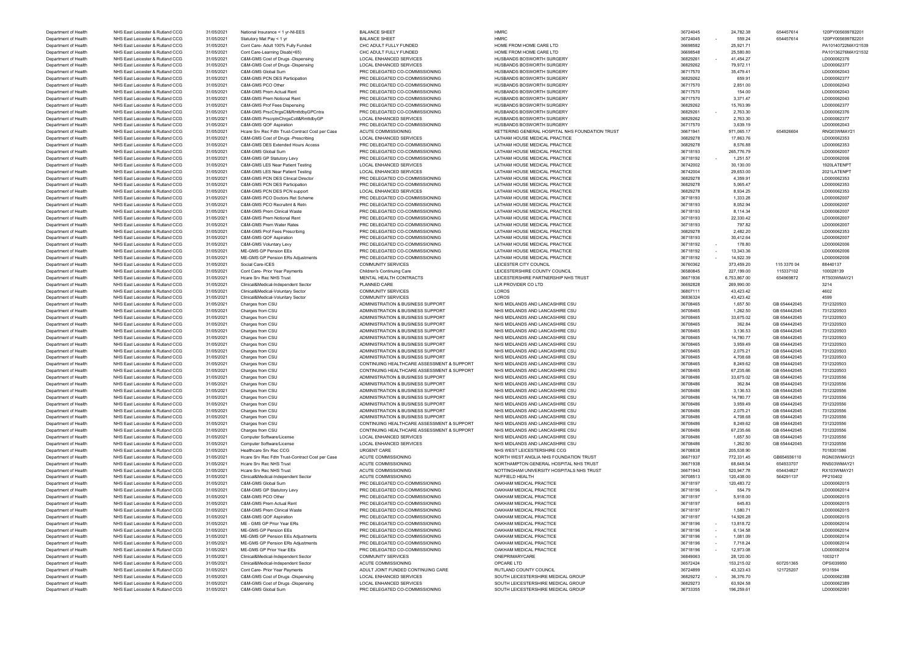| | | | | | | | | | | |
|---|---|---|---|---|---|---|---|---|---|---|
| Department of Health | NHS East Leicester & Rutland CCG | 31/05/2021 | National Insurance < 1 yr-NI-EES | BALANCE SHEET | HMRC | 36724045 | - | 24,782.38 | 654457614 | 120PY005699782201 |
| Department of Health | NHS East Leicester & Rutland CCG | 31/05/2021 | Statutory Mat Pay < 1 yr | BALANCE SHEET | HMRC | 36724045 | - | 559.24 | 654457614 | 120PY005699782201 |
| Department of Health | NHS East Leicester & Rutland CCG | 31/05/2021 | Cont Care- Adult 100% Fully Funded | CHC ADULT FULLY FUNDED | HOME FROM HOME CARE LTD | 36698582 | | 25,921.71 | | PA10140722MAY21539 |
| Department of Health | NHS East Leicester & Rutland CCG | 31/05/2021 | Cont Care-Learning Disab(<65) | CHC ADULT FULLY FUNDED | HOME FROM HOME CARE LTD | 36698548 | | 25,580.80 | | PA10136276MAY21532 |
| Department of Health | NHS East Leicester & Rutland CCG | 31/05/2021 | C&M-GMS Cost of Drugs -Dispensing | LOCAL ENHANCED SERVICES | HUSBANDS BOSWORTH SURGERY | 36829261 | - | 41,454.27 | | LD000062376 |
| Department of Health | NHS East Leicester & Rutland CCG | 31/05/2021 | C&M-GMS Cost of Drugs -Dispensing | LOCAL ENHANCED SERVICES | HUSBANDS BOSWORTH SURGERY | 36829262 | | 79,972.11 | | LD000062377 |
| Department of Health | NHS East Leicester & Rutland CCG | 31/05/2021 | C&M-GMS Global Sum | PRC DELEGATED CO-COMMISSIONING | HUSBANDS BOSWORTH SURGERY | 36717570 | | 35,479.41 | | LD000062043 |
| Department of Health | NHS East Leicester & Rutland CCG | 31/05/2021 | C&M-GMS PCN DES Participation | PRC DELEGATED CO-COMMISSIONING | HUSBANDS BOSWORTH SURGERY | 36829262 | | 659.91 | | LD000062377 |
| Department of Health | NHS East Leicester & Rutland CCG | 31/05/2021 | C&M-GMS PCO Other | PRC DELEGATED CO-COMMISSIONING | HUSBANDS BOSWORTH SURGERY | 36717570 | | 2,851.00 | | LD000062043 |
| Department of Health | NHS East Leicester & Rutland CCG | 31/05/2021 | C&M-GMS Prem Actual Rent | PRC DELEGATED CO-COMMISSIONING | HUSBANDS BOSWORTH SURGERY | 36717570 | | 154.00 | | LD000062043 |
| Department of Health | NHS East Leicester & Rutland CCG | 31/05/2021 | C&M-GMS Prem Notional Rent | PRC DELEGATED CO-COMMISSIONING | HUSBANDS BOSWORTH SURGERY | 36717570 | | 3,371.47 | | LD000062043 |
| Department of Health | NHS East Leicester & Rutland CCG | 31/05/2021 | C&M-GMS Prof Fees Dispensing | PRC DELEGATED CO-COMMISSIONING | HUSBANDS BOSWORTH SURGERY | 36829262 | | 15,763.99 | | LD000062377 |
| Department of Health | NHS East Leicester & Rutland CCG | 31/05/2021 | C&M-GMS PrscChrgsCll&RmttdbyGPCntra | PRC DELEGATED CO-COMMISSIONING | HUSBANDS BOSWORTH SURGERY | 36829261 | - | 2,763.30 | | LD000062376 |
| Department of Health | NHS East Leicester & Rutland CCG | 31/05/2021 | C&M-GMS PrscrptnChrgsColl&RmttdbyGP | LOCAL ENHANCED SERVICES | HUSBANDS BOSWORTH SURGERY | 36829262 | | 2,763.30 | | LD000062377 |
| Department of Health | NHS East Leicester & Rutland CCG | 31/05/2021 | C&M-GMS QOF Aspiration | PRC DELEGATED CO-COMMISSIONING | HUSBANDS BOSWORTH SURGERY | 36717570 | | 3,639.19 | | LD000062043 |
| Department of Health | NHS East Leicester & Rutland CCG | 31/05/2021 | Hcare Srv Rec Fdtn Trust-Contract Cost per Case | ACUTE COMMISSIONING | KETTERING GENERAL HOSPITAL NHS FOUNDATION TRUST | 36671941 | | 971,065.17 | 654926604 | RNQ03WMAY21 |
| Department of Health | NHS East Leicester & Rutland CCG | 31/05/2021 | C&M-GMS Cost of Drugs -Prescribing | LOCAL ENHANCED SERVICES | LATHAM HOUSE MEDICAL PRACTICE | 36829278 | | 17,863.76 | | LD000062353 |
| Department of Health | NHS East Leicester & Rutland CCG | 31/05/2021 | C&M-GMS DES Extended Hours Access | PRC DELEGATED CO-COMMISSIONING | LATHAM HOUSE MEDICAL PRACTICE | 36829278 | | 8,576.88 | | LD000062353 |
| Department of Health | NHS East Leicester & Rutland CCG | 31/05/2021 | C&M-GMS Global Sum | PRC DELEGATED CO-COMMISSIONING | LATHAM HOUSE MEDICAL PRACTICE | 36718193 | | 265,776.79 | | LD000062007 |
| Department of Health | NHS East Leicester & Rutland CCG | 31/05/2021 | C&M-GMS GP Statutory Levy | PRC DELEGATED CO-COMMISSIONING | LATHAM HOUSE MEDICAL PRACTICE | 36718192 | - | 1,251.57 | | LD000062006 |
| Department of Health | NHS East Leicester & Rutland CCG | 31/05/2021 | C&M-GMS LES Near Patient Testing | LOCAL ENHANCED SERVICES | LATHAM HOUSE MEDICAL PRACTICE | 36742002 | | 30,130.00 | | 1920LATENPT |
| Department of Health | NHS East Leicester & Rutland CCG | 31/05/2021 | C&M-GMS LES Near Patient Testing | LOCAL ENHANCED SERVICES | LATHAM HOUSE MEDICAL PRACTICE | 36742004 | | 29,653.00 | | 2021LATENPT |
| Department of Health | NHS East Leicester & Rutland CCG | 31/05/2021 | C&M-GMS PCN DES Clinical Director | PRC DELEGATED CO-COMMISSIONING | LATHAM HOUSE MEDICAL PRACTICE | 36829278 | | 4,359.91 | | LD000062353 |
| Department of Health | NHS East Leicester & Rutland CCG | 31/05/2021 | C&M-GMS PCN DES Participation | PRC DELEGATED CO-COMMISSIONING | LATHAM HOUSE MEDICAL PRACTICE | 36829278 | | 5,065.47 | | LD000062353 |
| Department of Health | NHS East Leicester & Rutland CCG | 31/05/2021 | C&M-GMS PCN DES PCN support | LOCAL ENHANCED SERVICES | LATHAM HOUSE MEDICAL PRACTICE | 36829278 | | 8,934.25 | | LD000062353 |
| Department of Health | NHS East Leicester & Rutland CCG | 31/05/2021 | C&M-GMS PCO Doctors Ret Scheme | PRC DELEGATED CO-COMMISSIONING | LATHAM HOUSE MEDICAL PRACTICE | 36718193 | | 1,333.28 | | LD000062007 |
| Department of Health | NHS East Leicester & Rutland CCG | 31/05/2021 | C&M-GMS PCO Recruitmt & Retn | PRC DELEGATED CO-COMMISSIONING | LATHAM HOUSE MEDICAL PRACTICE | 36718193 | | 8,052.94 | | LD000062007 |
| Department of Health | NHS East Leicester & Rutland CCG | 31/05/2021 | C&M-GMS Prem Clinical Waste | PRC DELEGATED CO-COMMISSIONING | LATHAM HOUSE MEDICAL PRACTICE | 36718193 | | 8,114.34 | | LD000062007 |
| Department of Health | NHS East Leicester & Rutland CCG | 31/05/2021 | C&M-GMS Prem Notional Rent | PRC DELEGATED CO-COMMISSIONING | LATHAM HOUSE MEDICAL PRACTICE | 36718193 | | 22,330.42 | | LD000062007 |
| Department of Health | NHS East Leicester & Rutland CCG | 31/05/2021 | C&M-GMS Prem Water Rates | PRC DELEGATED CO-COMMISSIONING | LATHAM HOUSE MEDICAL PRACTICE | 36718193 | | 797.82 | | LD000062007 |
| Department of Health | NHS East Leicester & Rutland CCG | 31/05/2021 | C&M-GMS Prof Fees Prescribing | PRC DELEGATED CO-COMMISSIONING | LATHAM HOUSE MEDICAL PRACTICE | 36829278 | | 2,482.20 | | LD000062353 |
| Department of Health | NHS East Leicester & Rutland CCG | 31/05/2021 | C&M-GMS QOF Aspiration | PRC DELEGATED CO-COMMISSIONING | LATHAM HOUSE MEDICAL PRACTICE | 36718193 | | 30,412.64 | | LD000062007 |
| Department of Health | NHS East Leicester & Rutland CCG | 31/05/2021 | C&M-GMS Voluntary Levy | PRC DELEGATED CO-COMMISSIONING | LATHAM HOUSE MEDICAL PRACTICE | 36718192 | - | 178.80 | | LD000062006 |
| Department of Health | NHS East Leicester & Rutland CCG | 31/05/2021 | ME-GMS GP Pension EEs | PRC DELEGATED CO-COMMISSIONING | LATHAM HOUSE MEDICAL PRACTICE | 36718192 | - | 13,343.36 | | LD000062006 |
| Department of Health | NHS East Leicester & Rutland CCG | 31/05/2021 | ME-GMS GP Pension ERs Adjustments | PRC DELEGATED CO-COMMISSIONING | LATHAM HOUSE MEDICAL PRACTICE | 36718192 | - | 14,922.39 | | LD000062006 |
| Department of Health | NHS East Leicester & Rutland CCG | 31/05/2021 | Social Care-ICES | COMMUNITY SERVICES | LEICESTER CITY COUNCIL | 36760362 | | 373,459.20 | 115 3370 04 | 88440137 |
| Department of Health | NHS East Leicester & Rutland CCG | 31/05/2021 | Cont Care- Prior Year Payments | Children's Continuing Care | LEICESTERSHIRE COUNTY COUNCIL | 36580845 | | 227,199.00 | 115337102 | 100028139 |
| Department of Health | NHS East Leicester & Rutland CCG | 31/05/2021 | Hcare Srv Rec NHS Trust | MENTAL HEALTH CONTRACTS | LEICESTERSHIRE PARTNERSHIP NHS TRUST | 36671936 | | 6,753,867.00 | 654969872 | RT503WMAY21 |
| Department of Health | NHS East Leicester & Rutland CCG | 31/05/2021 | Clinical&Medical-Independent Sector | PLANNED CARE | LLR PROVIDER CO LTD | 36692828 | | 269,990.00 | | 3214 |
| Department of Health | NHS East Leicester & Rutland CCG | 31/05/2021 | Clinical&Medical-Voluntary Sector | COMMUNITY SERVICES | LOROS | 36807111 | | 43,423.42 | | 4602 |
| Department of Health | NHS East Leicester & Rutland CCG | 31/05/2021 | Clinical&Medical-Voluntary Sector | COMMUNITY SERVICES | LOROS | 36836324 | | 43,423.42 | | 4599 |
| Department of Health | NHS East Leicester & Rutland CCG | 31/05/2021 | Charges from CSU | ADMINISTRATION & BUSINESS SUPPORT | NHS MIDLANDS AND LANCASHIRE CSU | 36708465 | | 1,657.50 | GB 654442045 | 7312320503 |
| Department of Health | NHS East Leicester & Rutland CCG | 31/05/2021 | Charges from CSU | ADMINISTRATION & BUSINESS SUPPORT | NHS MIDLANDS AND LANCASHIRE CSU | 36708465 | | 1,262.50 | GB 654442045 | 7312320503 |
| Department of Health | NHS East Leicester & Rutland CCG | 31/05/2021 | Charges from CSU | ADMINISTRATION & BUSINESS SUPPORT | NHS MIDLANDS AND LANCASHIRE CSU | 36708465 | | 33,675.02 | GB 654442045 | 7312320503 |
| Department of Health | NHS East Leicester & Rutland CCG | 31/05/2021 | Charges from CSU | ADMINISTRATION & BUSINESS SUPPORT | NHS MIDLANDS AND LANCASHIRE CSU | 36708465 | | 362.84 | GB 654442045 | 7312320503 |
| Department of Health | NHS East Leicester & Rutland CCG | 31/05/2021 | Charges from CSU | ADMINISTRATION & BUSINESS SUPPORT | NHS MIDLANDS AND LANCASHIRE CSU | 36708465 | | 3,136.53 | GB 654442045 | 7312320503 |
| Department of Health | NHS East Leicester & Rutland CCG | 31/05/2021 | Charges from CSU | ADMINISTRATION & BUSINESS SUPPORT | NHS MIDLANDS AND LANCASHIRE CSU | 36708465 | | 14,780.77 | GB 654442045 | 7312320503 |
| Department of Health | NHS East Leicester & Rutland CCG | 31/05/2021 | Charges from CSU | ADMINISTRATION & BUSINESS SUPPORT | NHS MIDLANDS AND LANCASHIRE CSU | 36708465 | | 3,959.49 | GB 654442045 | 7312320503 |
| Department of Health | NHS East Leicester & Rutland CCG | 31/05/2021 | Charges from CSU | ADMINISTRATION & BUSINESS SUPPORT | NHS MIDLANDS AND LANCASHIRE CSU | 36708465 | | 2,075.21 | GB 654442045 | 7312320503 |
| Department of Health | NHS East Leicester & Rutland CCG | 31/05/2021 | Charges from CSU | ADMINISTRATION & BUSINESS SUPPORT | NHS MIDLANDS AND LANCASHIRE CSU | 36708465 | | 4,708.68 | GB 654442045 | 7312320503 |
| Department of Health | NHS East Leicester & Rutland CCG | 31/05/2021 | Charges from CSU | CONTINUING HEALTHCARE ASSESSMENT & SUPPORT | NHS MIDLANDS AND LANCASHIRE CSU | 36708465 | | 8,249.62 | GB 654442045 | 7312320503 |
| Department of Health | NHS East Leicester & Rutland CCG | 31/05/2021 | Charges from CSU | CONTINUING HEALTHCARE ASSESSMENT & SUPPORT | NHS MIDLANDS AND LANCASHIRE CSU | 36708465 | | 67,235.66 | GB 654442045 | 7312320503 |
| Department of Health | NHS East Leicester & Rutland CCG | 31/05/2021 | Charges from CSU | ADMINISTRATION & BUSINESS SUPPORT | NHS MIDLANDS AND LANCASHIRE CSU | 36708486 | | 33,675.02 | GB 654442045 | 7312320556 |
| Department of Health | NHS East Leicester & Rutland CCG | 31/05/2021 | Charges from CSU | ADMINISTRATION & BUSINESS SUPPORT | NHS MIDLANDS AND LANCASHIRE CSU | 36708486 | | 362.84 | GB 654442045 | 7312320556 |
| Department of Health | NHS East Leicester & Rutland CCG | 31/05/2021 | Charges from CSU | ADMINISTRATION & BUSINESS SUPPORT | NHS MIDLANDS AND LANCASHIRE CSU | 36708486 | | 3,136.53 | GB 654442045 | 7312320556 |
| Department of Health | NHS East Leicester & Rutland CCG | 31/05/2021 | Charges from CSU | ADMINISTRATION & BUSINESS SUPPORT | NHS MIDLANDS AND LANCASHIRE CSU | 36708486 | | 14,780.77 | GB 654442045 | 7312320556 |
| Department of Health | NHS East Leicester & Rutland CCG | 31/05/2021 | Charges from CSU | ADMINISTRATION & BUSINESS SUPPORT | NHS MIDLANDS AND LANCASHIRE CSU | 36708486 | | 3,959.49 | GB 654442045 | 7312320556 |
| Department of Health | NHS East Leicester & Rutland CCG | 31/05/2021 | Charges from CSU | ADMINISTRATION & BUSINESS SUPPORT | NHS MIDLANDS AND LANCASHIRE CSU | 36708486 | | 2,075.21 | GB 654442045 | 7312320556 |
| Department of Health | NHS East Leicester & Rutland CCG | 31/05/2021 | Charges from CSU | ADMINISTRATION & BUSINESS SUPPORT | NHS MIDLANDS AND LANCASHIRE CSU | 36708486 | | 4,708.68 | GB 654442045 | 7312320556 |
| Department of Health | NHS East Leicester & Rutland CCG | 31/05/2021 | Charges from CSU | CONTINUING HEALTHCARE ASSESSMENT & SUPPORT | NHS MIDLANDS AND LANCASHIRE CSU | 36708486 | | 8,249.62 | GB 654442045 | 7312320556 |
| Department of Health | NHS East Leicester & Rutland CCG | 31/05/2021 | Charges from CSU | CONTINUING HEALTHCARE ASSESSMENT & SUPPORT | NHS MIDLANDS AND LANCASHIRE CSU | 36708486 | | 67,235.66 | GB 654442045 | 7312320556 |
| Department of Health | NHS East Leicester & Rutland CCG | 31/05/2021 | Computer Software/License | LOCAL ENHANCED SERVICES | NHS MIDLANDS AND LANCASHIRE CSU | 36708486 | | 1,657.50 | GB 654442045 | 7312320556 |
| Department of Health | NHS East Leicester & Rutland CCG | 31/05/2021 | Computer Software/License | LOCAL ENHANCED SERVICES | NHS MIDLANDS AND LANCASHIRE CSU | 36708486 | | 1,262.50 | GB 654442045 | 7312320556 |
| Department of Health | NHS East Leicester & Rutland CCG | 31/05/2021 | Healthcare Srv Rec CCG | URGENT CARE | NHS WEST LEICESTERSHIRE CCG | 36708838 | | 205,538.90 | | 7018301586 |
| Department of Health | NHS East Leicester & Rutland CCG | 31/05/2021 | Hcare Srv Rec Fdtn Trust-Contract Cost per Case | ACUTE COMMISSIONING | NORTH WEST ANGLIA NHS FOUNDATION TRUST | 36671937 | | 772,331.45 | GB654936110 | RGN03WMAY21 |
| Department of Health | NHS East Leicester & Rutland CCG | 31/05/2021 | Hcare Srv Rec NHS Trust | ACUTE COMMISSIONING | NORTHAMPTON GENERAL HOSPITAL NHS TRUST | 36671938 | | 68,648.54 | 654933707 | RNS03WMAY21 |
| Department of Health | NHS East Leicester & Rutland CCG | 31/05/2021 | Hcare Srv Rec NHS Trust | ACUTE COMMISSIONING | NOTTINGHAM UNIVERSITY HOSPITALS NHS TRUST | 36671943 | | 520,947.78 | 654434827 | RX103WMAY21 |
| Department of Health | NHS East Leicester & Rutland CCG | 31/05/2021 | Clinical&Medical-Independent Sector | ACUTE COMMISSIONING | NUFFIELD HEALTH | 36708513 | | 120,438.00 | 564291137 | PF210402 |
| Department of Health | NHS East Leicester & Rutland CCG | 31/05/2021 | C&M-GMS Global Sum | PRC DELEGATED CO-COMMISSIONING | OAKHAM MEDICAL PRACTICE | 36718197 | | 120,483.72 | | LD000062015 |
| Department of Health | NHS East Leicester & Rutland CCG | 31/05/2021 | C&M-GMS GP Statutory Levy | PRC DELEGATED CO-COMMISSIONING | OAKHAM MEDICAL PRACTICE | 36718196 | - | 554.79 | | LD000062014 |
| Department of Health | NHS East Leicester & Rutland CCG | 31/05/2021 | C&M-GMS PCO Other | PRC DELEGATED CO-COMMISSIONING | OAKHAM MEDICAL PRACTICE | 36718197 | | 5,918.00 | | LD000062015 |
| Department of Health | NHS East Leicester & Rutland CCG | 31/05/2021 | C&M-GMS Prem Actual Rent | PRC DELEGATED CO-COMMISSIONING | OAKHAM MEDICAL PRACTICE | 36718197 | | 645.83 | | LD000062015 |
| Department of Health | NHS East Leicester & Rutland CCG | 31/05/2021 | C&M-GMS Prem Clinical Waste | PRC DELEGATED CO-COMMISSIONING | OAKHAM MEDICAL PRACTICE | 36718197 | | 1,580.71 | | LD000062015 |
| Department of Health | NHS East Leicester & Rutland CCG | 31/05/2021 | C&M-GMS QOF Aspiration | PRC DELEGATED CO-COMMISSIONING | OAKHAM MEDICAL PRACTICE | 36718197 | | 14,926.28 | | LD000062015 |
| Department of Health | NHS East Leicester & Rutland CCG | 31/05/2021 | ME - GMS GP Prior Year ERs | PRC DELEGATED CO-COMMISSIONING | OAKHAM MEDICAL PRACTICE | 36718196 | - | 13,818.72 | | LD000062014 |
| Department of Health | NHS East Leicester & Rutland CCG | 31/05/2021 | ME-GMS GP Pension EEs | PRC DELEGATED CO-COMMISSIONING | OAKHAM MEDICAL PRACTICE | 36718196 | - | 6,134.58 | | LD000062014 |
| Department of Health | NHS East Leicester & Rutland CCG | 31/05/2021 | ME-GMS GP Pension EEs Adjustments | PRC DELEGATED CO-COMMISSIONING | OAKHAM MEDICAL PRACTICE | 36718196 | - | 1,081.09 | | LD000062014 |
| Department of Health | NHS East Leicester & Rutland CCG | 31/05/2021 | ME-GMS GP Pension ERs Adjustments | PRC DELEGATED CO-COMMISSIONING | OAKHAM MEDICAL PRACTICE | 36718196 | - | 7,718.24 | | LD000062014 |
| Department of Health | NHS East Leicester & Rutland CCG | 31/05/2021 | ME-GMS GP Prior Year EEs | PRC DELEGATED CO-COMMISSIONING | OAKHAM MEDICAL PRACTICE | 36718196 | - | 12,973.08 | | LD000062014 |
| Department of Health | NHS East Leicester & Rutland CCG | 31/05/2021 | Clinical&Medical-Independent Sector | COMMUNITY SERVICES | ONEPRIMARYCARE | 36849063 | | 28,120.00 | | 1003217 |
| Department of Health | NHS East Leicester & Rutland CCG | 31/05/2021 | Clinical&Medical-Independent Sector | ACUTE COMMISSIONING | OPCARE LTD | 36572424 | | 153,215.02 | 607251365 | OPSI039950 |
| Department of Health | NHS East Leicester & Rutland CCG | 31/05/2021 | Cont Care- Prior Year Payments | ADULT JOINT FUNDED CONTINUING CARE | RUTLAND COUNTY COUNCIL | 36724899 | | 43,323.43 | 121725207 | 9131594 |
| Department of Health | NHS East Leicester & Rutland CCG | 31/05/2021 | C&M-GMS Cost of Drugs -Dispensing | LOCAL ENHANCED SERVICES | SOUTH LEICESTERSHIRE MEDICAL GROUP | 36829272 | - | 36,376.70 | | LD000062388 |
| Department of Health | NHS East Leicester & Rutland CCG | 31/05/2021 | C&M-GMS Cost of Drugs -Dispensing | LOCAL ENHANCED SERVICES | SOUTH LEICESTERSHIRE MEDICAL GROUP | 36829273 | | 63,924.58 | | LD000062389 |
| Department of Health | NHS East Leicester & Rutland CCG | 31/05/2021 | C&M-GMS Global Sum | PRC DELEGATED CO-COMMISSIONING | SOUTH LEICESTERSHIRE MEDICAL GROUP | 36733355 | | 196,259.61 | | LD000062061 |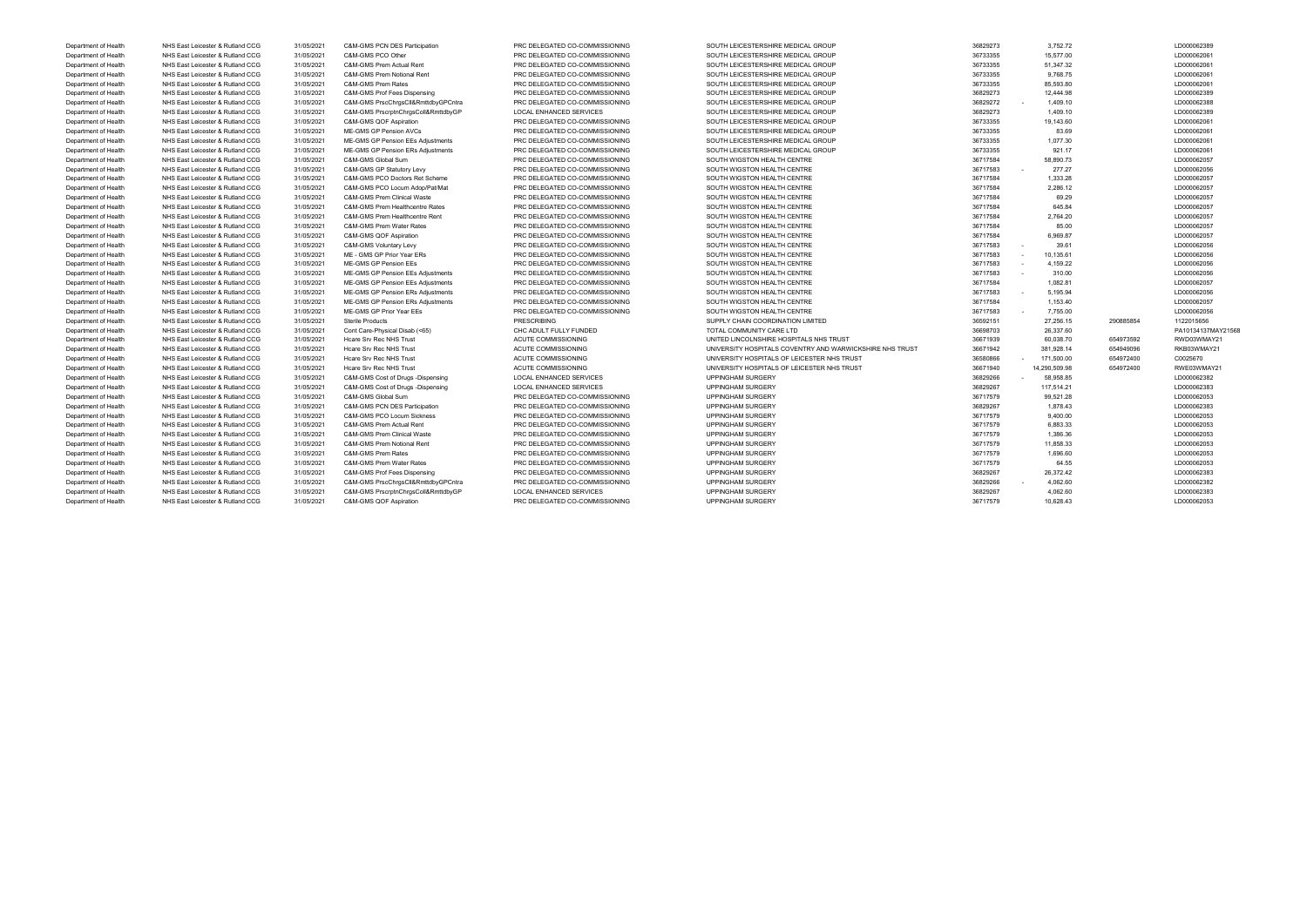| | | | | | | | | | |
|---|---|---|---|---|---|---|---|---|---|
| Department of Health | NHS East Leicester & Rutland CCG | 31/05/2021 | C&M-GMS PCN DES Participation | PRC DELEGATED CO-COMMISSIONING | SOUTH LEICESTERSHIRE MEDICAL GROUP | 36829273 | 3,752.72 | | LD000062389 |
| Department of Health | NHS East Leicester & Rutland CCG | 31/05/2021 | C&M-GMS PCO Other | PRC DELEGATED CO-COMMISSIONING | SOUTH LEICESTERSHIRE MEDICAL GROUP | 36733355 | 15,577.00 | | LD000062061 |
| Department of Health | NHS East Leicester & Rutland CCG | 31/05/2021 | C&M-GMS Prem Actual Rent | PRC DELEGATED CO-COMMISSIONING | SOUTH LEICESTERSHIRE MEDICAL GROUP | 36733355 | 51,347.32 | | LD000062061 |
| Department of Health | NHS East Leicester & Rutland CCG | 31/05/2021 | C&M-GMS Prem Notional Rent | PRC DELEGATED CO-COMMISSIONING | SOUTH LEICESTERSHIRE MEDICAL GROUP | 36733355 | 9,768.75 | | LD000062061 |
| Department of Health | NHS East Leicester & Rutland CCG | 31/05/2021 | C&M-GMS Prem Rates | PRC DELEGATED CO-COMMISSIONING | SOUTH LEICESTERSHIRE MEDICAL GROUP | 36733355 | 85,593.80 | | LD000062061 |
| Department of Health | NHS East Leicester & Rutland CCG | 31/05/2021 | C&M-GMS Prof Fees Dispensing | PRC DELEGATED CO-COMMISSIONING | SOUTH LEICESTERSHIRE MEDICAL GROUP | 36829273 | 12,444.98 | | LD000062389 |
| Department of Health | NHS East Leicester & Rutland CCG | 31/05/2021 | C&M-GMS PrscChrgsCll&RmttdbyGPCntra | PRC DELEGATED CO-COMMISSIONING | SOUTH LEICESTERSHIRE MEDICAL GROUP | 36829272 | - 1,409.10 | | LD000062388 |
| Department of Health | NHS East Leicester & Rutland CCG | 31/05/2021 | C&M-GMS PrscrptnChrgsColl&RmttdbyGP | LOCAL ENHANCED SERVICES | SOUTH LEICESTERSHIRE MEDICAL GROUP | 36829273 | 1,409.10 | | LD000062389 |
| Department of Health | NHS East Leicester & Rutland CCG | 31/05/2021 | C&M-GMS QOF Aspiration | PRC DELEGATED CO-COMMISSIONING | SOUTH LEICESTERSHIRE MEDICAL GROUP | 36733355 | 19,143.60 | | LD000062061 |
| Department of Health | NHS East Leicester & Rutland CCG | 31/05/2021 | ME-GMS GP Pension AVCs | PRC DELEGATED CO-COMMISSIONING | SOUTH LEICESTERSHIRE MEDICAL GROUP | 36733355 | 83.69 | | LD000062061 |
| Department of Health | NHS East Leicester & Rutland CCG | 31/05/2021 | ME-GMS GP Pension EEs Adjustments | PRC DELEGATED CO-COMMISSIONING | SOUTH LEICESTERSHIRE MEDICAL GROUP | 36733355 | 1,077.30 | | LD000062061 |
| Department of Health | NHS East Leicester & Rutland CCG | 31/05/2021 | ME-GMS GP Pension ERs Adjustments | PRC DELEGATED CO-COMMISSIONING | SOUTH LEICESTERSHIRE MEDICAL GROUP | 36733355 | 921.17 | | LD000062061 |
| Department of Health | NHS East Leicester & Rutland CCG | 31/05/2021 | C&M-GMS Global Sum | PRC DELEGATED CO-COMMISSIONING | SOUTH WIGSTON HEALTH CENTRE | 36717584 | 58,890.73 | | LD000062057 |
| Department of Health | NHS East Leicester & Rutland CCG | 31/05/2021 | C&M-GMS GP Statutory Levy | PRC DELEGATED CO-COMMISSIONING | SOUTH WIGSTON HEALTH CENTRE | 36717583 | - 277.27 | | LD000062056 |
| Department of Health | NHS East Leicester & Rutland CCG | 31/05/2021 | C&M-GMS PCO Doctors Ret Scheme | PRC DELEGATED CO-COMMISSIONING | SOUTH WIGSTON HEALTH CENTRE | 36717584 | 1,333.28 | | LD000062057 |
| Department of Health | NHS East Leicester & Rutland CCG | 31/05/2021 | C&M-GMS PCO Locum Adop/Pat/Mat | PRC DELEGATED CO-COMMISSIONING | SOUTH WIGSTON HEALTH CENTRE | 36717584 | 2,286.12 | | LD000062057 |
| Department of Health | NHS East Leicester & Rutland CCG | 31/05/2021 | C&M-GMS Prem Clinical Waste | PRC DELEGATED CO-COMMISSIONING | SOUTH WIGSTON HEALTH CENTRE | 36717584 | 69.29 | | LD000062057 |
| Department of Health | NHS East Leicester & Rutland CCG | 31/05/2021 | C&M-GMS Prem Healthcentre Rates | PRC DELEGATED CO-COMMISSIONING | SOUTH WIGSTON HEALTH CENTRE | 36717584 | 645.84 | | LD000062057 |
| Department of Health | NHS East Leicester & Rutland CCG | 31/05/2021 | C&M-GMS Prem Healthcentre Rent | PRC DELEGATED CO-COMMISSIONING | SOUTH WIGSTON HEALTH CENTRE | 36717584 | 2,764.20 | | LD000062057 |
| Department of Health | NHS East Leicester & Rutland CCG | 31/05/2021 | C&M-GMS Prem Water Rates | PRC DELEGATED CO-COMMISSIONING | SOUTH WIGSTON HEALTH CENTRE | 36717584 | 85.00 | | LD000062057 |
| Department of Health | NHS East Leicester & Rutland CCG | 31/05/2021 | C&M-GMS QOF Aspiration | PRC DELEGATED CO-COMMISSIONING | SOUTH WIGSTON HEALTH CENTRE | 36717584 | 6,969.87 | | LD000062057 |
| Department of Health | NHS East Leicester & Rutland CCG | 31/05/2021 | C&M-GMS Voluntary Levy | PRC DELEGATED CO-COMMISSIONING | SOUTH WIGSTON HEALTH CENTRE | 36717583 | - 39.61 | | LD000062056 |
| Department of Health | NHS East Leicester & Rutland CCG | 31/05/2021 | ME - GMS GP Prior Year ERs | PRC DELEGATED CO-COMMISSIONING | SOUTH WIGSTON HEALTH CENTRE | 36717583 | - 10,135.61 | | LD000062056 |
| Department of Health | NHS East Leicester & Rutland CCG | 31/05/2021 | ME-GMS GP Pension EEs | PRC DELEGATED CO-COMMISSIONING | SOUTH WIGSTON HEALTH CENTRE | 36717583 | - 4,159.22 | | LD000062056 |
| Department of Health | NHS East Leicester & Rutland CCG | 31/05/2021 | ME-GMS GP Pension EEs Adjustments | PRC DELEGATED CO-COMMISSIONING | SOUTH WIGSTON HEALTH CENTRE | 36717583 | - 310.00 | | LD000062056 |
| Department of Health | NHS East Leicester & Rutland CCG | 31/05/2021 | ME-GMS GP Pension EEs Adjustments | PRC DELEGATED CO-COMMISSIONING | SOUTH WIGSTON HEALTH CENTRE | 36717584 | 1,082.81 | | LD000062057 |
| Department of Health | NHS East Leicester & Rutland CCG | 31/05/2021 | ME-GMS GP Pension ERs Adjustments | PRC DELEGATED CO-COMMISSIONING | SOUTH WIGSTON HEALTH CENTRE | 36717583 | - 5,195.94 | | LD000062056 |
| Department of Health | NHS East Leicester & Rutland CCG | 31/05/2021 | ME-GMS GP Pension ERs Adjustments | PRC DELEGATED CO-COMMISSIONING | SOUTH WIGSTON HEALTH CENTRE | 36717584 | 1,153.40 | | LD000062057 |
| Department of Health | NHS East Leicester & Rutland CCG | 31/05/2021 | ME-GMS GP Prior Year EEs | PRC DELEGATED CO-COMMISSIONING | SOUTH WIGSTON HEALTH CENTRE | 36717583 | - 7,755.00 | | LD000062056 |
| Department of Health | NHS East Leicester & Rutland CCG | 31/05/2021 | Sterile Products | PRESCRIBING | SUPPLY CHAIN COORDINATION LIMITED | 36592151 | 27,256.15 | 290885854 | 1122015656 |
| Department of Health | NHS East Leicester & Rutland CCG | 31/05/2021 | Cont Care-Physical Disab (<65) | CHC ADULT FULLY FUNDED | TOTAL COMMUNITY CARE LTD | 36698703 | 26,337.60 | | PA10134137MAY21568 |
| Department of Health | NHS East Leicester & Rutland CCG | 31/05/2021 | Hcare Srv Rec NHS Trust | ACUTE COMMISSIONING | UNITED LINCOLNSHIRE HOSPITALS NHS TRUST | 36671939 | 60,038.70 | 654973592 | RWD03WMAY21 |
| Department of Health | NHS East Leicester & Rutland CCG | 31/05/2021 | Hcare Srv Rec NHS Trust | ACUTE COMMISSIONING | UNIVERSITY HOSPITALS COVENTRY AND WARWICKSHIRE NHS TRUST | 36671942 | 381,928.14 | 654949096 | RKB03WMAY21 |
| Department of Health | NHS East Leicester & Rutland CCG | 31/05/2021 | Hcare Srv Rec NHS Trust | ACUTE COMMISSIONING | UNIVERSITY HOSPITALS OF LEICESTER NHS TRUST | 36580866 | - 171,500.00 | 654972400 | C0025670 |
| Department of Health | NHS East Leicester & Rutland CCG | 31/05/2021 | Hcare Srv Rec NHS Trust | ACUTE COMMISSIONING | UNIVERSITY HOSPITALS OF LEICESTER NHS TRUST | 36671940 | 14,290,509.98 | 654972400 | RWE03WMAY21 |
| Department of Health | NHS East Leicester & Rutland CCG | 31/05/2021 | C&M-GMS Cost of Drugs -Dispensing | LOCAL ENHANCED SERVICES | UPPINGHAM SURGERY | 36829266 | - 58,958.85 | | LD000062382 |
| Department of Health | NHS East Leicester & Rutland CCG | 31/05/2021 | C&M-GMS Cost of Drugs -Dispensing | LOCAL ENHANCED SERVICES | UPPINGHAM SURGERY | 36829267 | 117,514.21 | | LD000062383 |
| Department of Health | NHS East Leicester & Rutland CCG | 31/05/2021 | C&M-GMS Global Sum | PRC DELEGATED CO-COMMISSIONING | UPPINGHAM SURGERY | 36717579 | 99,521.28 | | LD000062053 |
| Department of Health | NHS East Leicester & Rutland CCG | 31/05/2021 | C&M-GMS PCN DES Participation | PRC DELEGATED CO-COMMISSIONING | UPPINGHAM SURGERY | 36829267 | 1,878.43 | | LD000062383 |
| Department of Health | NHS East Leicester & Rutland CCG | 31/05/2021 | C&M-GMS PCO Locum Sickness | PRC DELEGATED CO-COMMISSIONING | UPPINGHAM SURGERY | 36717579 | 9,400.00 | | LD000062053 |
| Department of Health | NHS East Leicester & Rutland CCG | 31/05/2021 | C&M-GMS Prem Actual Rent | PRC DELEGATED CO-COMMISSIONING | UPPINGHAM SURGERY | 36717579 | 6,883.33 | | LD000062053 |
| Department of Health | NHS East Leicester & Rutland CCG | 31/05/2021 | C&M-GMS Prem Clinical Waste | PRC DELEGATED CO-COMMISSIONING | UPPINGHAM SURGERY | 36717579 | 1,386.36 | | LD000062053 |
| Department of Health | NHS East Leicester & Rutland CCG | 31/05/2021 | C&M-GMS Prem Notional Rent | PRC DELEGATED CO-COMMISSIONING | UPPINGHAM SURGERY | 36717579 | 11,858.33 | | LD000062053 |
| Department of Health | NHS East Leicester & Rutland CCG | 31/05/2021 | C&M-GMS Prem Rates | PRC DELEGATED CO-COMMISSIONING | UPPINGHAM SURGERY | 36717579 | 1,696.60 | | LD000062053 |
| Department of Health | NHS East Leicester & Rutland CCG | 31/05/2021 | C&M-GMS Prem Water Rates | PRC DELEGATED CO-COMMISSIONING | UPPINGHAM SURGERY | 36717579 | 64.55 | | LD000062053 |
| Department of Health | NHS East Leicester & Rutland CCG | 31/05/2021 | C&M-GMS Prof Fees Dispensing | PRC DELEGATED CO-COMMISSIONING | UPPINGHAM SURGERY | 36829267 | 26,372.42 | | LD000062383 |
| Department of Health | NHS East Leicester & Rutland CCG | 31/05/2021 | C&M-GMS PrscChrgsCll&RmttdbyGPCntra | PRC DELEGATED CO-COMMISSIONING | UPPINGHAM SURGERY | 36829266 | - 4,062.60 | | LD000062382 |
| Department of Health | NHS East Leicester & Rutland CCG | 31/05/2021 | C&M-GMS PrscrptnChrgsColl&RmttdbyGP | LOCAL ENHANCED SERVICES | UPPINGHAM SURGERY | 36829267 | 4,062.60 | | LD000062383 |
| Department of Health | NHS East Leicester & Rutland CCG | 31/05/2021 | C&M-GMS QOF Aspiration | PRC DELEGATED CO-COMMISSIONING | UPPINGHAM SURGERY | 36717579 | 10,628.43 | | LD000062053 |